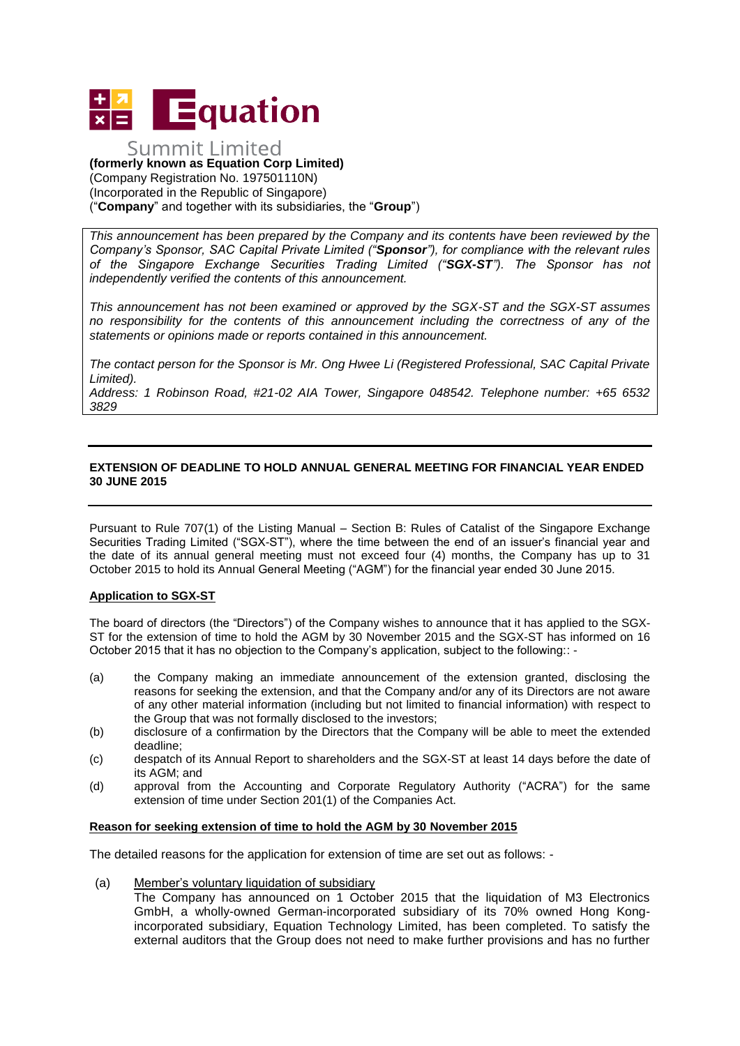**Equation**

Summit Limited

**(formerly known as Equation Corp Limited)**
(Company Registration No. 197501110N)
(Incorporated in the Republic of Singapore)
("**Company**" and together with its subsidiaries, the "**Group**")

*This announcement has been prepared by the Company and its contents have been reviewed by the Company's Sponsor, SAC Capital Private Limited ("**Sponsor**"), for compliance with the relevant rules of the Singapore Exchange Securities Trading Limited ("**SGX-ST**"). The Sponsor has not independently verified the contents of this announcement.*

*This announcement has not been examined or approved by the SGX-ST and the SGX-ST assumes no responsibility for the contents of this announcement including the correctness of any of the statements or opinions made or reports contained in this announcement.*

*The contact person for the Sponsor is Mr. Ong Hwee Li (Registered Professional, SAC Capital Private Limited).*
*Address: 1 Robinson Road, #21-02 AIA Tower, Singapore 048542. Telephone number: +65 6532 3829*

## EXTENSION OF DEADLINE TO HOLD ANNUAL GENERAL MEETING FOR FINANCIAL YEAR ENDED 30 JUNE 2015

Pursuant to Rule 707(1) of the Listing Manual – Section B: Rules of Catalist of the Singapore Exchange Securities Trading Limited ("SGX-ST"), where the time between the end of an issuer's financial year and the date of its annual general meeting must not exceed four (4) months, the Company has up to 31 October 2015 to hold its Annual General Meeting ("AGM") for the financial year ended 30 June 2015.

### Application to SGX-ST

The board of directors (the "Directors") of the Company wishes to announce that it has applied to the SGX-ST for the extension of time to hold the AGM by 30 November 2015 and the SGX-ST has informed on 16 October 2015 that it has no objection to the Company's application, subject to the following:: -

(a) the Company making an immediate announcement of the extension granted, disclosing the reasons for seeking the extension, and that the Company and/or any of its Directors are not aware of any other material information (including but not limited to financial information) with respect to the Group that was not formally disclosed to the investors;
(b) disclosure of a confirmation by the Directors that the Company will be able to meet the extended deadline;
(c) despatch of its Annual Report to shareholders and the SGX-ST at least 14 days before the date of its AGM; and
(d) approval from the Accounting and Corporate Regulatory Authority ("ACRA") for the same extension of time under Section 201(1) of the Companies Act.

### Reason for seeking extension of time to hold the AGM by 30 November 2015

The detailed reasons for the application for extension of time are set out as follows: -

(a) Member's voluntary liquidation of subsidiary
The Company has announced on 1 October 2015 that the liquidation of M3 Electronics GmbH, a wholly-owned German-incorporated subsidiary of its 70% owned Hong Kong-incorporated subsidiary, Equation Technology Limited, has been completed. To satisfy the external auditors that the Group does not need to make further provisions and has no further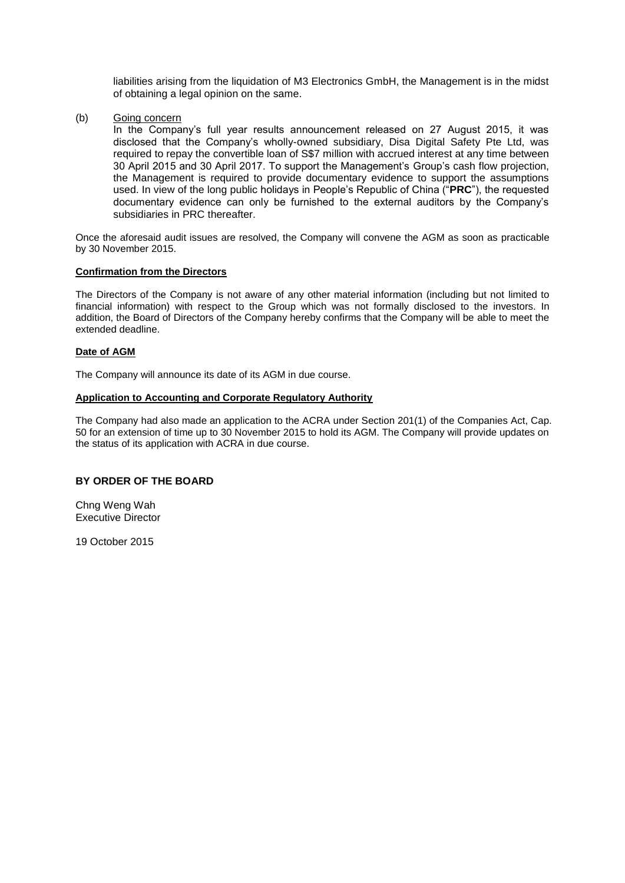liabilities arising from the liquidation of M3 Electronics GmbH, the Management is in the midst of obtaining a legal opinion on the same.

(b) Going concern

In the Company's full year results announcement released on 27 August 2015, it was disclosed that the Company's wholly-owned subsidiary, Disa Digital Safety Pte Ltd, was required to repay the convertible loan of S$7 million with accrued interest at any time between 30 April 2015 and 30 April 2017. To support the Management's Group's cash flow projection, the Management is required to provide documentary evidence to support the assumptions used. In view of the long public holidays in People's Republic of China ("**PRC**"), the requested documentary evidence can only be furnished to the external auditors by the Company's subsidiaries in PRC thereafter.

Once the aforesaid audit issues are resolved, the Company will convene the AGM as soon as practicable by 30 November 2015.

**Confirmation from the Directors**

The Directors of the Company is not aware of any other material information (including but not limited to financial information) with respect to the Group which was not formally disclosed to the investors. In addition, the Board of Directors of the Company hereby confirms that the Company will be able to meet the extended deadline.

**Date of AGM**

The Company will announce its date of its AGM in due course.

**Application to Accounting and Corporate Regulatory Authority**

The Company had also made an application to the ACRA under Section 201(1) of the Companies Act, Cap. 50 for an extension of time up to 30 November 2015 to hold its AGM. The Company will provide updates on the status of its application with ACRA in due course.

**BY ORDER OF THE BOARD**

Chng Weng Wah
Executive Director

19 October 2015